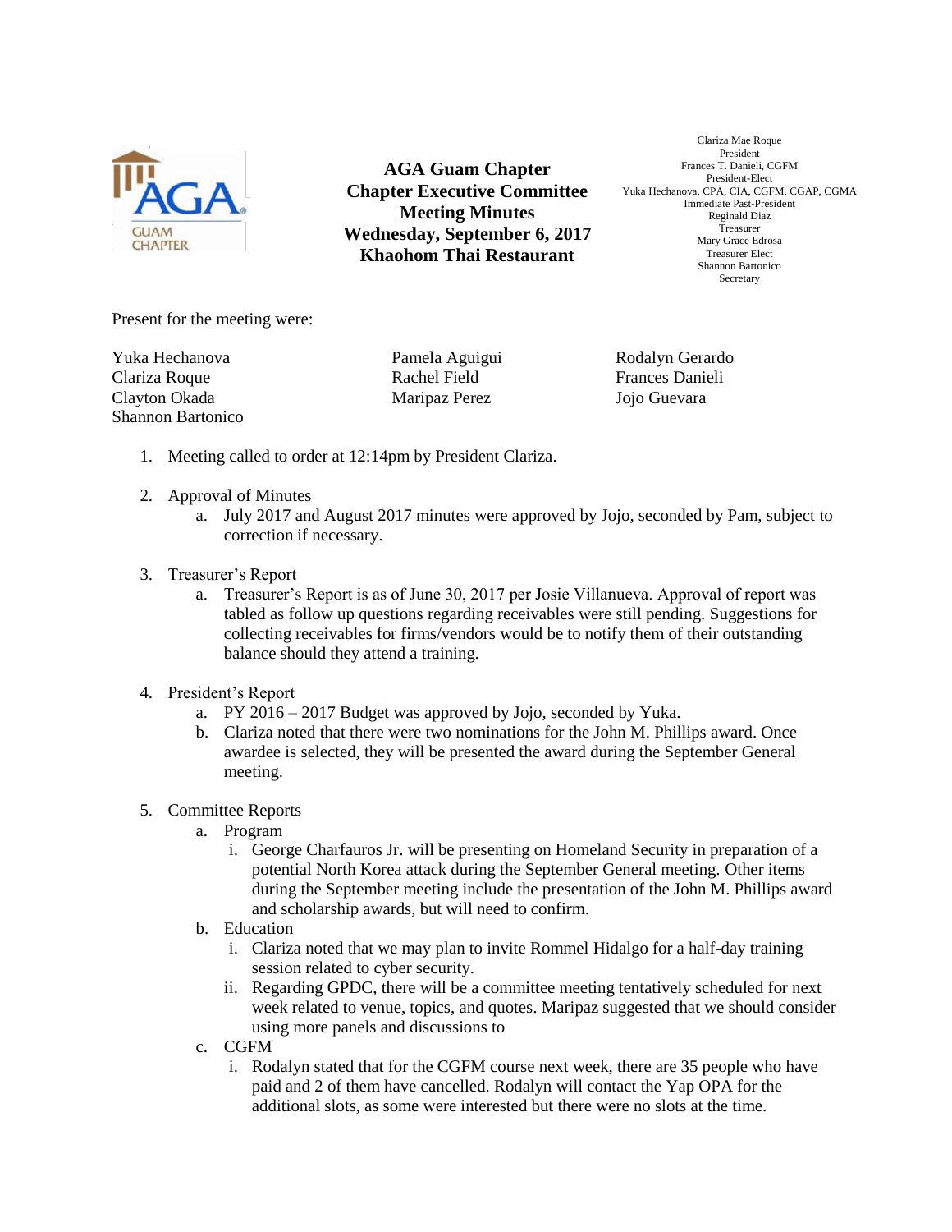# AGA Guam Chapter
## Chapter Executive Committee Meeting Minutes
### Wednesday, September 6, 2017
### Khaohom Thai Restaurant

Clariza Mae Roque
President
Frances T. Danieli, CGFM
President-Elect
Yuka Hechanova, CPA, CIA, CGFM, CGAP, CGMA
Immediate Past-President
Reginald Diaz
Treasurer
Mary Grace Edrosa
Treasurer Elect
Shannon Bartonico
Secretary

Present for the meeting were:

| | | |
|---|---|---|
| Yuka Hechanova | Pamela Aguigui | Rodalyn Gerardo |
| Clariza Roque | Rachel Field | Frances Danieli |
| Clayton Okada | Maripaz Perez | Jojo Guevara |
| Shannon Bartonico | | |

1. Meeting called to order at 12:14pm by President Clariza.

2. Approval of Minutes
   a. July 2017 and August 2017 minutes were approved by Jojo, seconded by Pam, subject to correction if necessary.

3. Treasurer's Report
   a. Treasurer's Report is as of June 30, 2017 per Josie Villanueva. Approval of report was tabled as follow up questions regarding receivables were still pending. Suggestions for collecting receivables for firms/vendors would be to notify them of their outstanding balance should they attend a training.

4. President's Report
   a. PY 2016 – 2017 Budget was approved by Jojo, seconded by Yuka.
   b. Clariza noted that there were two nominations for the John M. Phillips award. Once awardee is selected, they will be presented the award during the September General meeting.

5. Committee Reports
   a. Program
      i. George Charfauros Jr. will be presenting on Homeland Security in preparation of a potential North Korea attack during the September General meeting. Other items during the September meeting include the presentation of the John M. Phillips award and scholarship awards, but will need to confirm.
   b. Education
      i. Clariza noted that we may plan to invite Rommel Hidalgo for a half-day training session related to cyber security.
      ii. Regarding GPDC, there will be a committee meeting tentatively scheduled for next week related to venue, topics, and quotes. Maripaz suggested that we should consider using more panels and discussions to
   c. CGFM
      i. Rodalyn stated that for the CGFM course next week, there are 35 people who have paid and 2 of them have cancelled. Rodalyn will contact the Yap OPA for the additional slots, as some were interested but there were no slots at the time.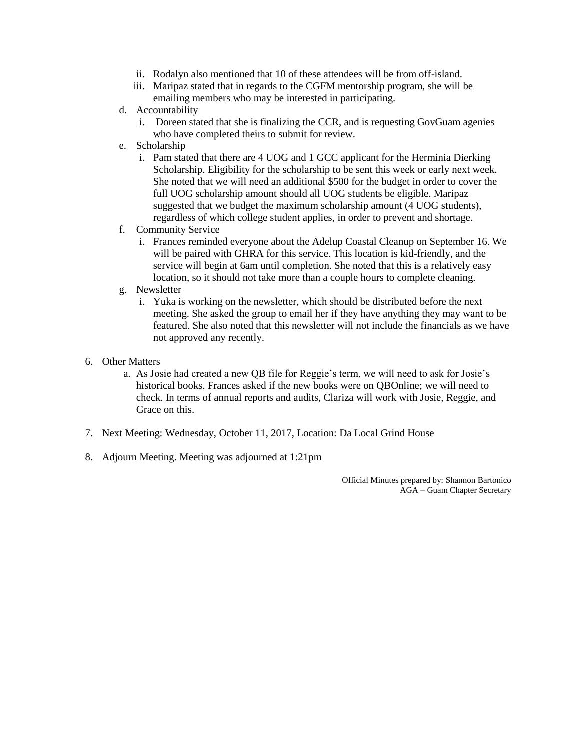- ii. Rodalyn also mentioned that 10 of these attendees will be from off-island.
   - iii. Maripaz stated that in regards to the CGFM mentorship program, she will be emailing members who may be interested in participating.

d. Accountability
   - i. Doreen stated that she is finalizing the CCR, and is requesting GovGuam agenies who have completed theirs to submit for review.

e. Scholarship
   - i. Pam stated that there are 4 UOG and 1 GCC applicant for the Herminia Dierking Scholarship. Eligibility for the scholarship to be sent this week or early next week. She noted that we will need an additional $500 for the budget in order to cover the full UOG scholarship amount should all UOG students be eligible. Maripaz suggested that we budget the maximum scholarship amount (4 UOG students), regardless of which college student applies, in order to prevent and shortage.

f. Community Service
   - i. Frances reminded everyone about the Adelup Coastal Cleanup on September 16. We will be paired with GHRA for this service. This location is kid-friendly, and the service will begin at 6am until completion. She noted that this is a relatively easy location, so it should not take more than a couple hours to complete cleaning.

g. Newsletter
   - i. Yuka is working on the newsletter, which should be distributed before the next meeting. She asked the group to email her if they have anything they may want to be featured. She also noted that this newsletter will not include the financials as we have not approved any recently.

6. Other Matters
   - a. As Josie had created a new QB file for Reggie's term, we will need to ask for Josie's historical books. Frances asked if the new books were on QBOnline; we will need to check. In terms of annual reports and audits, Clariza will work with Josie, Reggie, and Grace on this.

7. Next Meeting: Wednesday, October 11, 2017, Location: Da Local Grind House

8. Adjourn Meeting. Meeting was adjourned at 1:21pm

Official Minutes prepared by: Shannon Bartonico
AGA – Guam Chapter Secretary